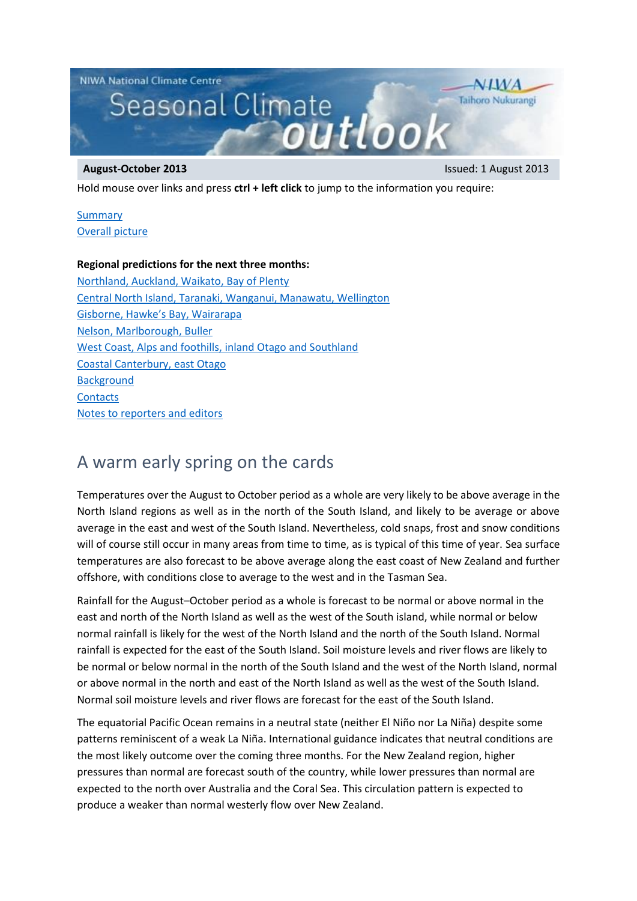NIWA National Climate Centre

# Seasonal Climate outlook

**August-October 2013** Issued: 1 August 2013

Hold mouse over links and press **ctrl + left click** to jump to the information you require:

Summary
Overall picture

**Regional predictions for the next three months:**

Northland, Auckland, Waikato, Bay of Plenty
Central North Island, Taranaki, Wanganui, Manawatu, Wellington
Gisborne, Hawke's Bay, Wairarapa
Nelson, Marlborough, Buller
West Coast, Alps and foothills, inland Otago and Southland
Coastal Canterbury, east Otago
Background
Contacts
Notes to reporters and editors

## A warm early spring on the cards

Temperatures over the August to October period as a whole are very likely to be above average in the North Island regions as well as in the north of the South Island, and likely to be average or above average in the east and west of the South Island. Nevertheless, cold snaps, frost and snow conditions will of course still occur in many areas from time to time, as is typical of this time of year. Sea surface temperatures are also forecast to be above average along the east coast of New Zealand and further offshore, with conditions close to average to the west and in the Tasman Sea.

Rainfall for the August–October period as a whole is forecast to be normal or above normal in the east and north of the North Island as well as the west of the South island, while normal or below normal rainfall is likely for the west of the North Island and the north of the South Island. Normal rainfall is expected for the east of the South Island. Soil moisture levels and river flows are likely to be normal or below normal in the north of the South Island and the west of the North Island, normal or above normal in the north and east of the North Island as well as the west of the South Island. Normal soil moisture levels and river flows are forecast for the east of the South Island.

The equatorial Pacific Ocean remains in a neutral state (neither El Niño nor La Niña) despite some patterns reminiscent of a weak La Niña. International guidance indicates that neutral conditions are the most likely outcome over the coming three months. For the New Zealand region, higher pressures than normal are forecast south of the country, while lower pressures than normal are expected to the north over Australia and the Coral Sea. This circulation pattern is expected to produce a weaker than normal westerly flow over New Zealand.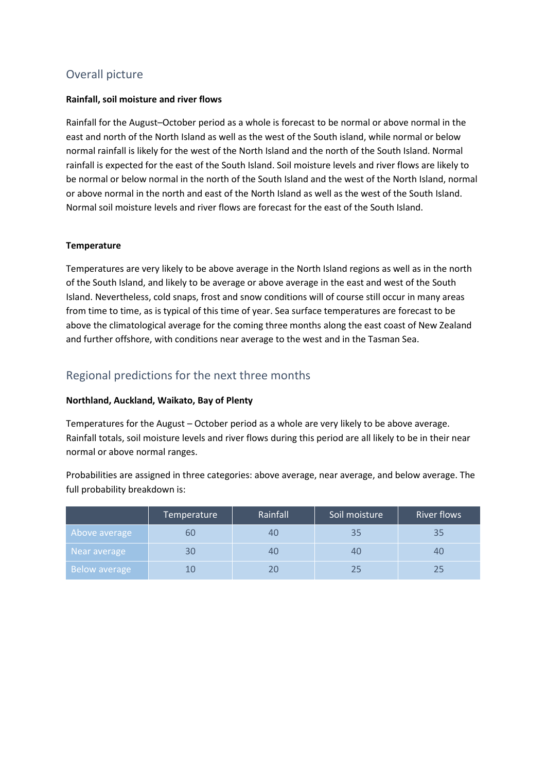## Overall picture

**Rainfall, soil moisture and river flows**

Rainfall for the August–October period as a whole is forecast to be normal or above normal in the east and north of the North Island as well as the west of the South island, while normal or below normal rainfall is likely for the west of the North Island and the north of the South Island. Normal rainfall is expected for the east of the South Island. Soil moisture levels and river flows are likely to be normal or below normal in the north of the South Island and the west of the North Island, normal or above normal in the north and east of the North Island as well as the west of the South Island. Normal soil moisture levels and river flows are forecast for the east of the South Island.

**Temperature**

Temperatures are very likely to be above average in the North Island regions as well as in the north of the South Island, and likely to be average or above average in the east and west of the South Island. Nevertheless, cold snaps, frost and snow conditions will of course still occur in many areas from time to time, as is typical of this time of year. Sea surface temperatures are forecast to be above the climatological average for the coming three months along the east coast of New Zealand and further offshore, with conditions near average to the west and in the Tasman Sea.

## Regional predictions for the next three months

**Northland, Auckland, Waikato, Bay of Plenty**

Temperatures for the August – October period as a whole are very likely to be above average. Rainfall totals, soil moisture levels and river flows during this period are all likely to be in their near normal or above normal ranges.

Probabilities are assigned in three categories: above average, near average, and below average. The full probability breakdown is:

| | Temperature | Rainfall | Soil moisture | River flows |
|---|---|---|---|---|
| Above average | 60 | 40 | 35 | 35 |
| Near average | 30 | 40 | 40 | 40 |
| Below average | 10 | 20 | 25 | 25 |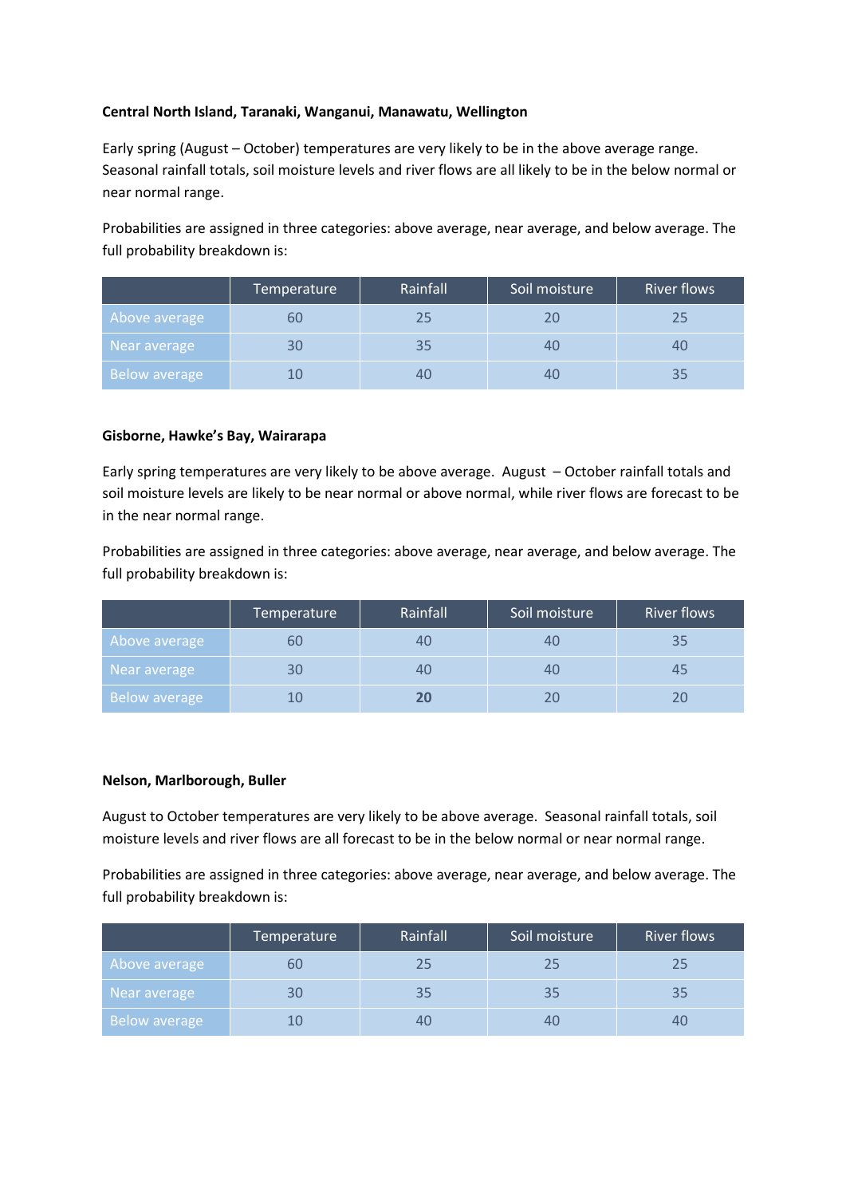**Central North Island, Taranaki, Wanganui, Manawatu, Wellington**

Early spring (August – October) temperatures are very likely to be in the above average range. Seasonal rainfall totals, soil moisture levels and river flows are all likely to be in the below normal or near normal range.

Probabilities are assigned in three categories: above average, near average, and below average. The full probability breakdown is:

| | Temperature | Rainfall | Soil moisture | River flows |
|---|---|---|---|---|
| Above average | 60 | 25 | 20 | 25 |
| Near average | 30 | 35 | 40 | 40 |
| Below average | 10 | 40 | 40 | 35 |

**Gisborne, Hawke's Bay, Wairarapa**

Early spring temperatures are very likely to be above average. August – October rainfall totals and soil moisture levels are likely to be near normal or above normal, while river flows are forecast to be in the near normal range.

Probabilities are assigned in three categories: above average, near average, and below average. The full probability breakdown is:

| | Temperature | Rainfall | Soil moisture | River flows |
|---|---|---|---|---|
| Above average | 60 | 40 | 40 | 35 |
| Near average | 30 | 40 | 40 | 45 |
| Below average | 10 | **20** | 20 | 20 |

**Nelson, Marlborough, Buller**

August to October temperatures are very likely to be above average. Seasonal rainfall totals, soil moisture levels and river flows are all forecast to be in the below normal or near normal range.

Probabilities are assigned in three categories: above average, near average, and below average. The full probability breakdown is:

| | Temperature | Rainfall | Soil moisture | River flows |
|---|---|---|---|---|
| Above average | 60 | 25 | 25 | 25 |
| Near average | 30 | 35 | 35 | 35 |
| Below average | 10 | 40 | 40 | 40 |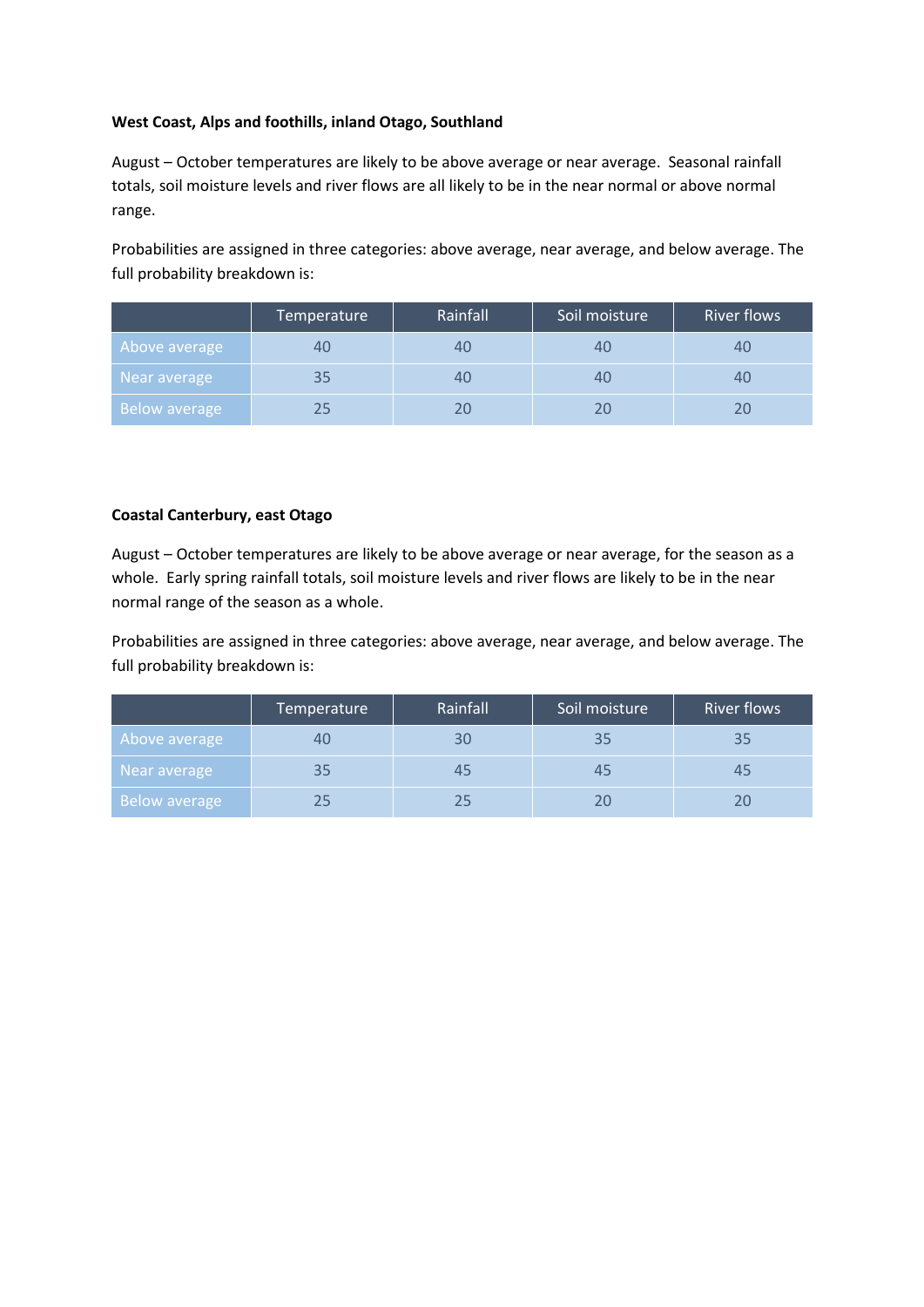**West Coast, Alps and foothills, inland Otago, Southland**

August – October temperatures are likely to be above average or near average. Seasonal rainfall totals, soil moisture levels and river flows are all likely to be in the near normal or above normal range.

Probabilities are assigned in three categories: above average, near average, and below average. The full probability breakdown is:

| | Temperature | Rainfall | Soil moisture | River flows |
|---|---|---|---|---|
| Above average | 40 | 40 | 40 | 40 |
| Near average | 35 | 40 | 40 | 40 |
| Below average | 25 | 20 | 20 | 20 |

**Coastal Canterbury, east Otago**

August – October temperatures are likely to be above average or near average, for the season as a whole. Early spring rainfall totals, soil moisture levels and river flows are likely to be in the near normal range of the season as a whole.

Probabilities are assigned in three categories: above average, near average, and below average. The full probability breakdown is:

| | Temperature | Rainfall | Soil moisture | River flows |
|---|---|---|---|---|
| Above average | 40 | 30 | 35 | 35 |
| Near average | 35 | 45 | 45 | 45 |
| Below average | 25 | 25 | 20 | 20 |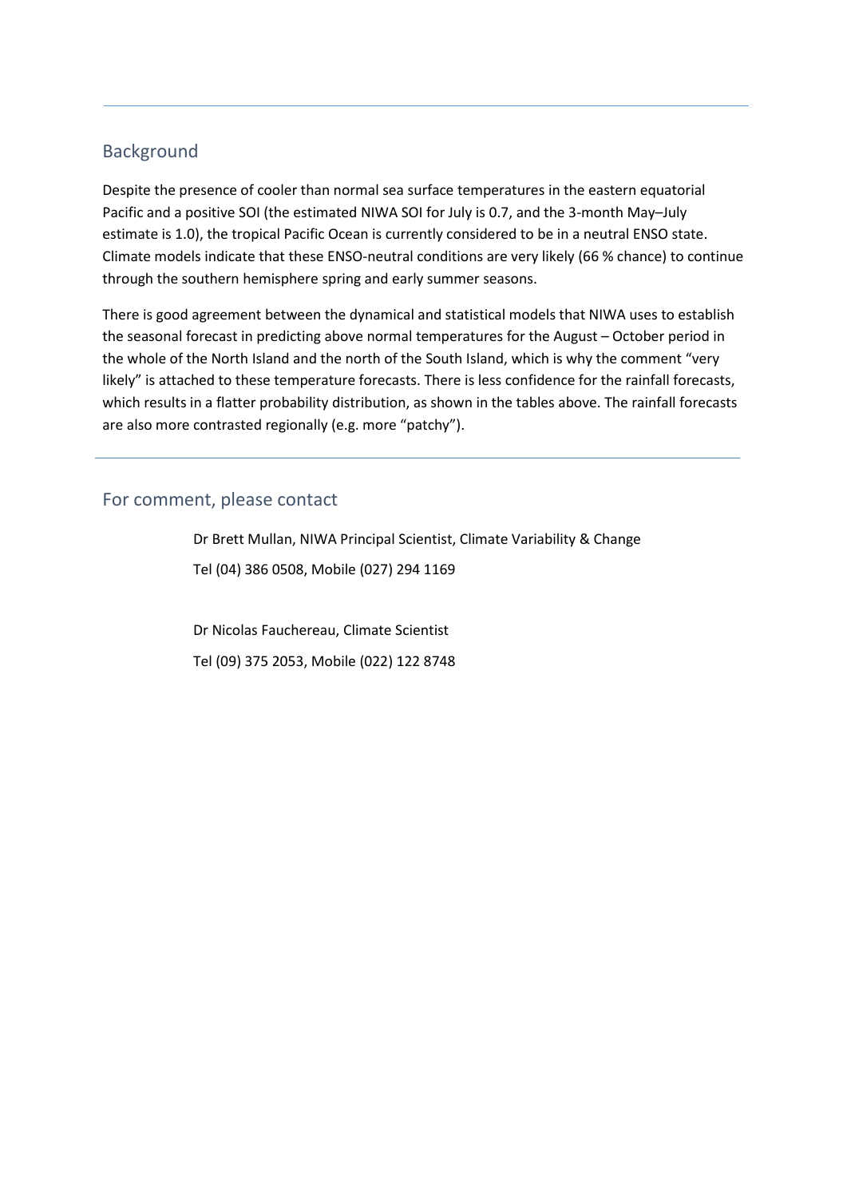## Background

Despite the presence of cooler than normal sea surface temperatures in the eastern equatorial Pacific and a positive SOI (the estimated NIWA SOI for July is 0.7, and the 3-month May–July estimate is 1.0), the tropical Pacific Ocean is currently considered to be in a neutral ENSO state. Climate models indicate that these ENSO-neutral conditions are very likely (66 % chance) to continue through the southern hemisphere spring and early summer seasons.

There is good agreement between the dynamical and statistical models that NIWA uses to establish the seasonal forecast in predicting above normal temperatures for the August – October period in the whole of the North Island and the north of the South Island, which is why the comment "very likely" is attached to these temperature forecasts. There is less confidence for the rainfall forecasts, which results in a flatter probability distribution, as shown in the tables above. The rainfall forecasts are also more contrasted regionally (e.g. more "patchy").

---

## For comment, please contact

Dr Brett Mullan, NIWA Principal Scientist, Climate Variability & Change

Tel (04) 386 0508, Mobile (027) 294 1169

Dr Nicolas Fauchereau, Climate Scientist

Tel (09) 375 2053, Mobile (022) 122 8748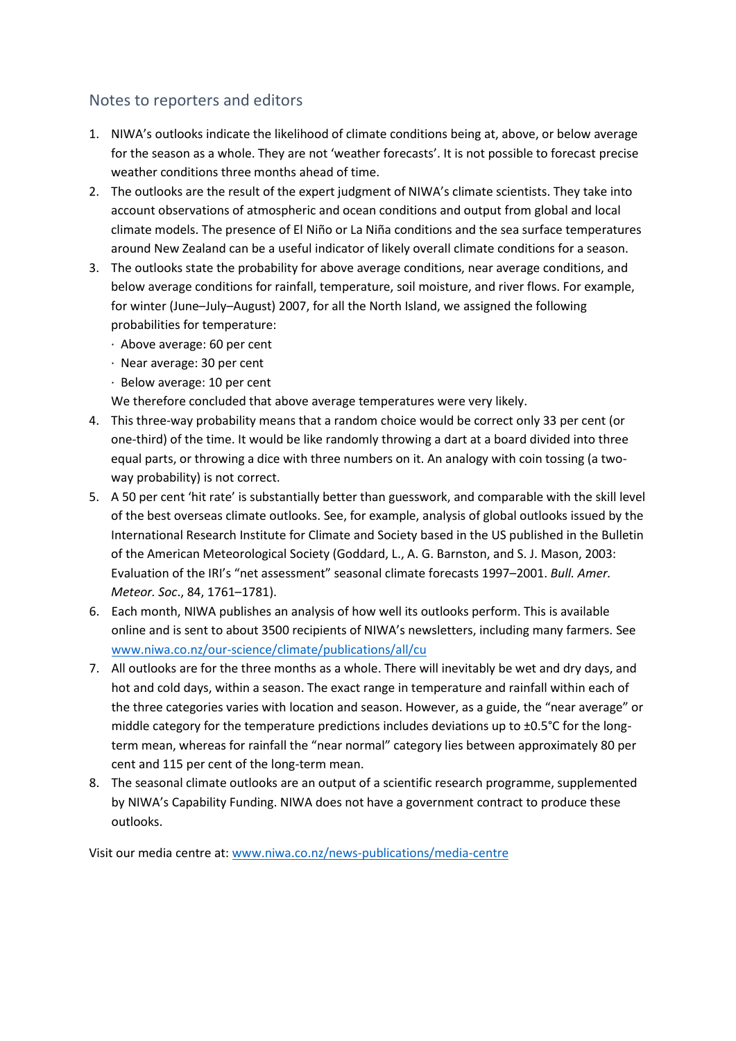## Notes to reporters and editors

1. NIWA's outlooks indicate the likelihood of climate conditions being at, above, or below average for the season as a whole. They are not 'weather forecasts'. It is not possible to forecast precise weather conditions three months ahead of time.
2. The outlooks are the result of the expert judgment of NIWA's climate scientists. They take into account observations of atmospheric and ocean conditions and output from global and local climate models. The presence of El Niño or La Niña conditions and the sea surface temperatures around New Zealand can be a useful indicator of likely overall climate conditions for a season.
3. The outlooks state the probability for above average conditions, near average conditions, and below average conditions for rainfall, temperature, soil moisture, and river flows. For example, for winter (June–July–August) 2007, for all the North Island, we assigned the following probabilities for temperature:
   - Above average: 60 per cent
   - Near average: 30 per cent
   - Below average: 10 per cent

   We therefore concluded that above average temperatures were very likely.
4. This three-way probability means that a random choice would be correct only 33 per cent (or one-third) of the time. It would be like randomly throwing a dart at a board divided into three equal parts, or throwing a dice with three numbers on it. An analogy with coin tossing (a two-way probability) is not correct.
5. A 50 per cent 'hit rate' is substantially better than guesswork, and comparable with the skill level of the best overseas climate outlooks. See, for example, analysis of global outlooks issued by the International Research Institute for Climate and Society based in the US published in the Bulletin of the American Meteorological Society (Goddard, L., A. G. Barnston, and S. J. Mason, 2003: Evaluation of the IRI's "net assessment" seasonal climate forecasts 1997–2001. *Bull. Amer. Meteor. Soc*., 84, 1761–1781).
6. Each month, NIWA publishes an analysis of how well its outlooks perform. This is available online and is sent to about 3500 recipients of NIWA's newsletters, including many farmers. See [www.niwa.co.nz/our-science/climate/publications/all/cu](http://www.niwa.co.nz/our-science/climate/publications/all/cu)
7. All outlooks are for the three months as a whole. There will inevitably be wet and dry days, and hot and cold days, within a season. The exact range in temperature and rainfall within each of the three categories varies with location and season. However, as a guide, the "near average" or middle category for the temperature predictions includes deviations up to ±0.5°C for the long-term mean, whereas for rainfall the "near normal" category lies between approximately 80 per cent and 115 per cent of the long-term mean.
8. The seasonal climate outlooks are an output of a scientific research programme, supplemented by NIWA's Capability Funding. NIWA does not have a government contract to produce these outlooks.

Visit our media centre at: [www.niwa.co.nz/news-publications/media-centre](http://www.niwa.co.nz/news-publications/media-centre)